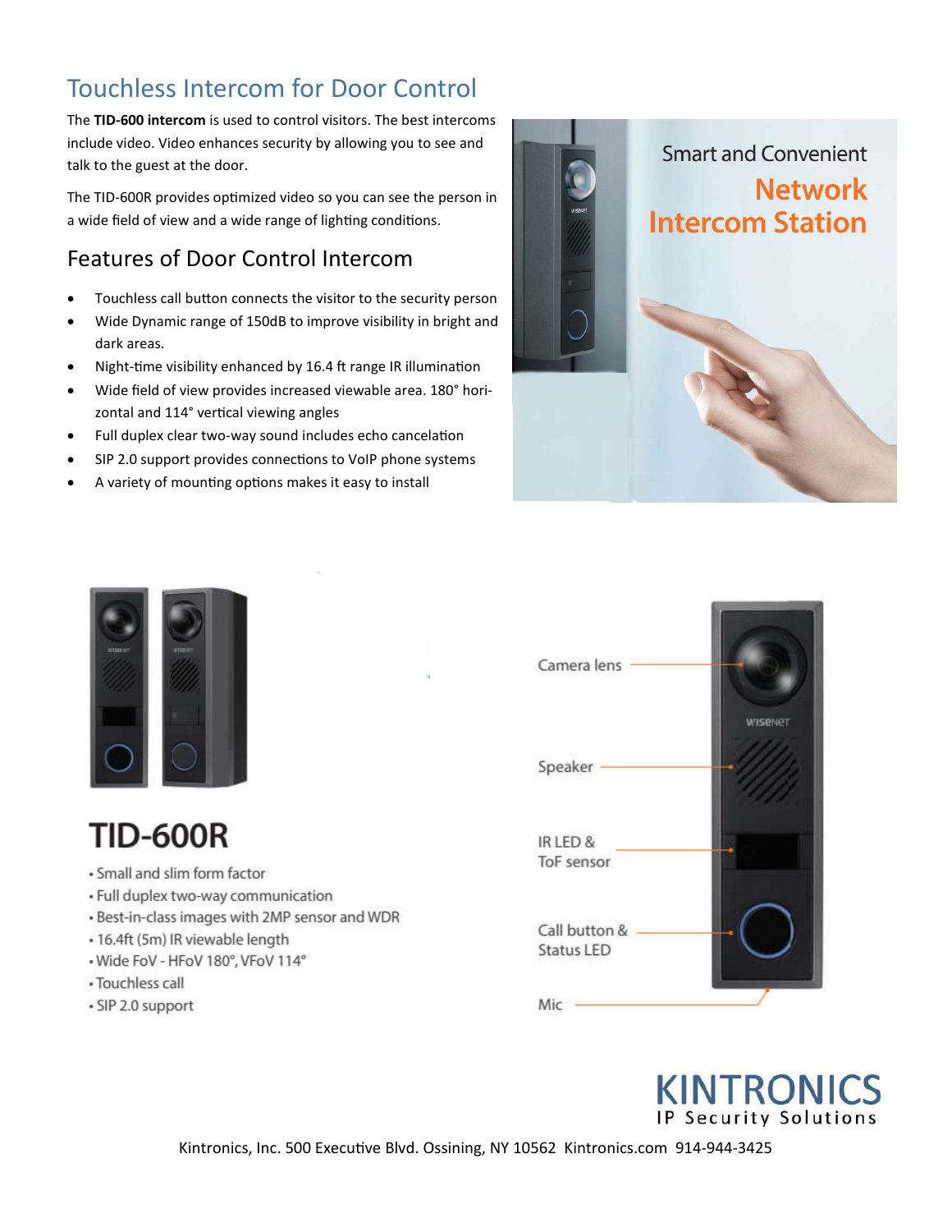## Touchless Intercom for Door Control

The **TID-600 intercom** is used to control visitors. The best intercoms include video. Video enhances security by allowing you to see and talk to the guest at the door.

The TID-600R provides optimized video so you can see the person in a wide field of view and a wide range of lighting conditions.

### Features of Door Control Intercom

- Touchless call button connects the visitor to the security person
- Wide Dynamic range of 150dB to improve visibility in bright and dark areas.
- Night-time visibility enhanced by 16.4 ft range IR illumination
- Wide field of view provides increased viewable area. 180° horizontal and 114° vertical viewing angles
- Full duplex clear two-way sound includes echo cancelation
- SIP 2.0 support provides connections to VoIP phone systems
- A variety of mounting options makes it easy to install

Smart and Convenient
**Network Intercom Station**

# TID-600R

- Small and slim form factor
- Full duplex two-way communication
- Best-in-class images with 2MP sensor and WDR
- 16.4ft (5m) IR viewable length
- Wide FoV - HFoV 180°, VFoV 114°
- Touchless call
- SIP 2.0 support

Camera lens

Speaker

IR LED & ToF sensor

Call button & Status LED

Mic

**KINTRONICS**
IP Security Solutions

Kintronics, Inc. 500 Executive Blvd. Ossining, NY 10562 Kintronics.com 914-944-3425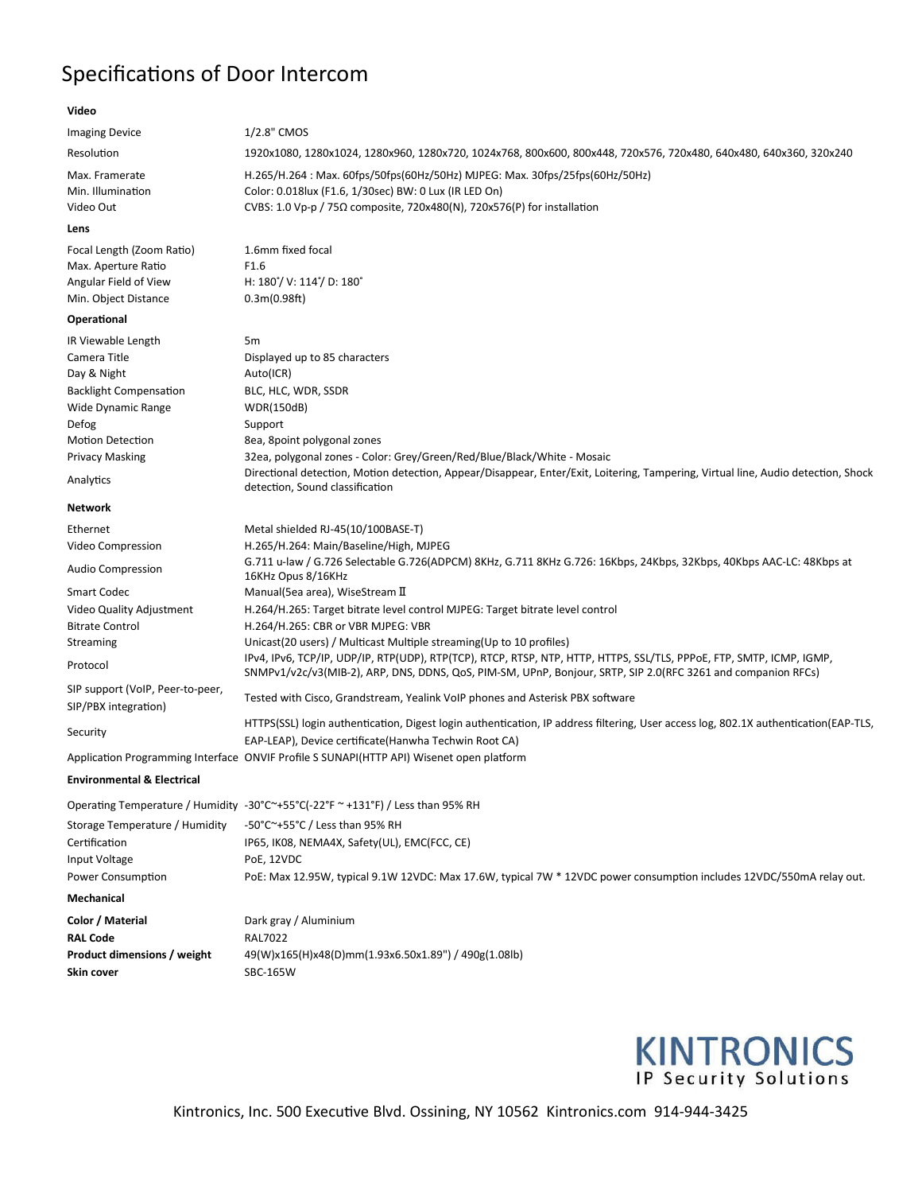# Specifications of Door Intercom

| | |
|---|---|
| **Video** | |
| Imaging Device | 1/2.8" CMOS |
| Resolution | 1920x1080, 1280x1024, 1280x960, 1280x720, 1024x768, 800x600, 800x448, 720x576, 720x480, 640x480, 640x360, 320x240 |
| Max. Framerate | H.265/H.264 : Max. 60fps/50fps(60Hz/50Hz) MJPEG: Max. 30fps/25fps(60Hz/50Hz) |
| Min. Illumination | Color: 0.018lux (F1.6, 1/30sec) BW: 0 Lux (IR LED On) |
| Video Out | CVBS: 1.0 Vp-p / 75Ω composite, 720x480(N), 720x576(P) for installation |
| **Lens** | |
| Focal Length (Zoom Ratio) | 1.6mm fixed focal |
| Max. Aperture Ratio | F1.6 |
| Angular Field of View | H: 180˚/ V: 114˚/ D: 180˚ |
| Min. Object Distance | 0.3m(0.98ft) |
| **Operational** | |
| IR Viewable Length | 5m |
| Camera Title | Displayed up to 85 characters |
| Day & Night | Auto(ICR) |
| Backlight Compensation | BLC, HLC, WDR, SSDR |
| Wide Dynamic Range | WDR(150dB) |
| Defog | Support |
| Motion Detection | 8ea, 8point polygonal zones |
| Privacy Masking | 32ea, polygonal zones - Color: Grey/Green/Red/Blue/Black/White - Mosaic |
| Analytics | Directional detection, Motion detection, Appear/Disappear, Enter/Exit, Loitering, Tampering, Virtual line, Audio detection, Shock detection, Sound classification |
| **Network** | |
| Ethernet | Metal shielded RJ-45(10/100BASE-T) |
| Video Compression | H.265/H.264: Main/Baseline/High, MJPEG |
| Audio Compression | G.711 u-law / G.726 Selectable G.726(ADPCM) 8KHz, G.711 8KHz G.726: 16Kbps, 24Kbps, 32Kbps, 40Kbps AAC-LC: 48Kbps at 16KHz Opus 8/16KHz |
| Smart Codec | Manual(5ea area), WiseStream Ⅱ |
| Video Quality Adjustment | H.264/H.265: Target bitrate level control MJPEG: Target bitrate level control |
| Bitrate Control | H.264/H.265: CBR or VBR MJPEG: VBR |
| Streaming | Unicast(20 users) / Multicast Multiple streaming(Up to 10 profiles) |
| Protocol | IPv4, IPv6, TCP/IP, UDP/IP, RTP(UDP), RTP(TCP), RTCP, RTSP, NTP, HTTP, HTTPS, SSL/TLS, PPPoE, FTP, SMTP, ICMP, IGMP, SNMPv1/v2c/v3(MIB-2), ARP, DNS, DDNS, QoS, PIM-SM, UPnP, Bonjour, SRTP, SIP 2.0(RFC 3261 and companion RFCs) |
| SIP support (VoIP, Peer-to-peer, SIP/PBX integration) | Tested with Cisco, Grandstream, Yealink VoIP phones and Asterisk PBX software |
| Security | HTTPS(SSL) login authentication, Digest login authentication, IP address filtering, User access log, 802.1X authentication(EAP-TLS, EAP-LEAP), Device certificate(Hanwha Techwin Root CA) |
| Application Programming Interface | ONVIF Profile S SUNAPI(HTTP API) Wisenet open platform |
| **Environmental & Electrical** | |
| Operating Temperature / Humidity | -30°C~+55°C(-22°F ~ +131°F) / Less than 95% RH |
| Storage Temperature / Humidity | -50°C~+55°C / Less than 95% RH |
| Certification | IP65, IK08, NEMA4X, Safety(UL), EMC(FCC, CE) |
| Input Voltage | PoE, 12VDC |
| Power Consumption | PoE: Max 12.95W, typical 9.1W 12VDC: Max 17.6W, typical 7W * 12VDC power consumption includes 12VDC/550mA relay out. |
| **Mechanical** | |
| **Color / Material** | Dark gray / Aluminium |
| **RAL Code** | RAL7022 |
| **Product dimensions / weight** | 49(W)x165(H)x48(D)mm(1.93x6.50x1.89") / 490g(1.08lb) |
| **Skin cover** | SBC-165W |

KINTRONICS
IP Security Solutions

Kintronics, Inc. 500 Executive Blvd. Ossining, NY 10562 Kintronics.com 914-944-3425